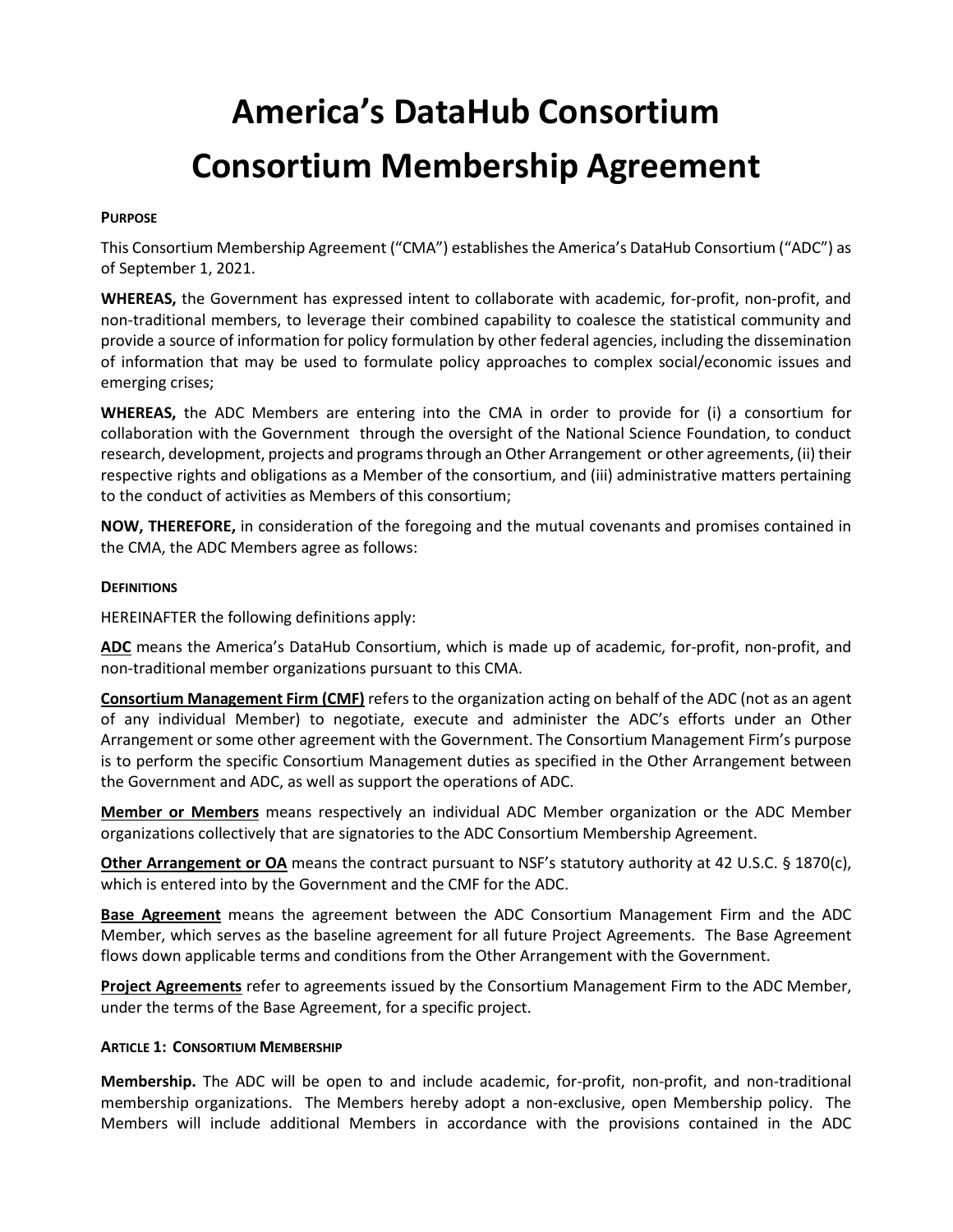# America's DataHub Consortium
# Consortium Membership Agreement

**PURPOSE**

This Consortium Membership Agreement ("CMA") establishes the America's DataHub Consortium ("ADC") as of September 1, 2021.

**WHEREAS,** the Government has expressed intent to collaborate with academic, for-profit, non-profit, and non-traditional members, to leverage their combined capability to coalesce the statistical community and provide a source of information for policy formulation by other federal agencies, including the dissemination of information that may be used to formulate policy approaches to complex social/economic issues and emerging crises;

**WHEREAS,** the ADC Members are entering into the CMA in order to provide for (i) a consortium for collaboration with the Government through the oversight of the National Science Foundation, to conduct research, development, projects and programs through an Other Arrangement or other agreements, (ii) their respective rights and obligations as a Member of the consortium, and (iii) administrative matters pertaining to the conduct of activities as Members of this consortium;

**NOW, THEREFORE,** in consideration of the foregoing and the mutual covenants and promises contained in the CMA, the ADC Members agree as follows:

**DEFINITIONS**

HEREINAFTER the following definitions apply:

**ADC** means the America's DataHub Consortium, which is made up of academic, for-profit, non-profit, and non-traditional member organizations pursuant to this CMA.

**Consortium Management Firm (CMF)** refers to the organization acting on behalf of the ADC (not as an agent of any individual Member) to negotiate, execute and administer the ADC's efforts under an Other Arrangement or some other agreement with the Government. The Consortium Management Firm's purpose is to perform the specific Consortium Management duties as specified in the Other Arrangement between the Government and ADC, as well as support the operations of ADC.

**Member or Members** means respectively an individual ADC Member organization or the ADC Member organizations collectively that are signatories to the ADC Consortium Membership Agreement.

**Other Arrangement or OA** means the contract pursuant to NSF's statutory authority at 42 U.S.C. § 1870(c), which is entered into by the Government and the CMF for the ADC.

**Base Agreement** means the agreement between the ADC Consortium Management Firm and the ADC Member, which serves as the baseline agreement for all future Project Agreements. The Base Agreement flows down applicable terms and conditions from the Other Arrangement with the Government.

**Project Agreements** refer to agreements issued by the Consortium Management Firm to the ADC Member, under the terms of the Base Agreement, for a specific project.

**ARTICLE 1: CONSORTIUM MEMBERSHIP**

**Membership.** The ADC will be open to and include academic, for-profit, non-profit, and non-traditional membership organizations. The Members hereby adopt a non-exclusive, open Membership policy. The Members will include additional Members in accordance with the provisions contained in the ADC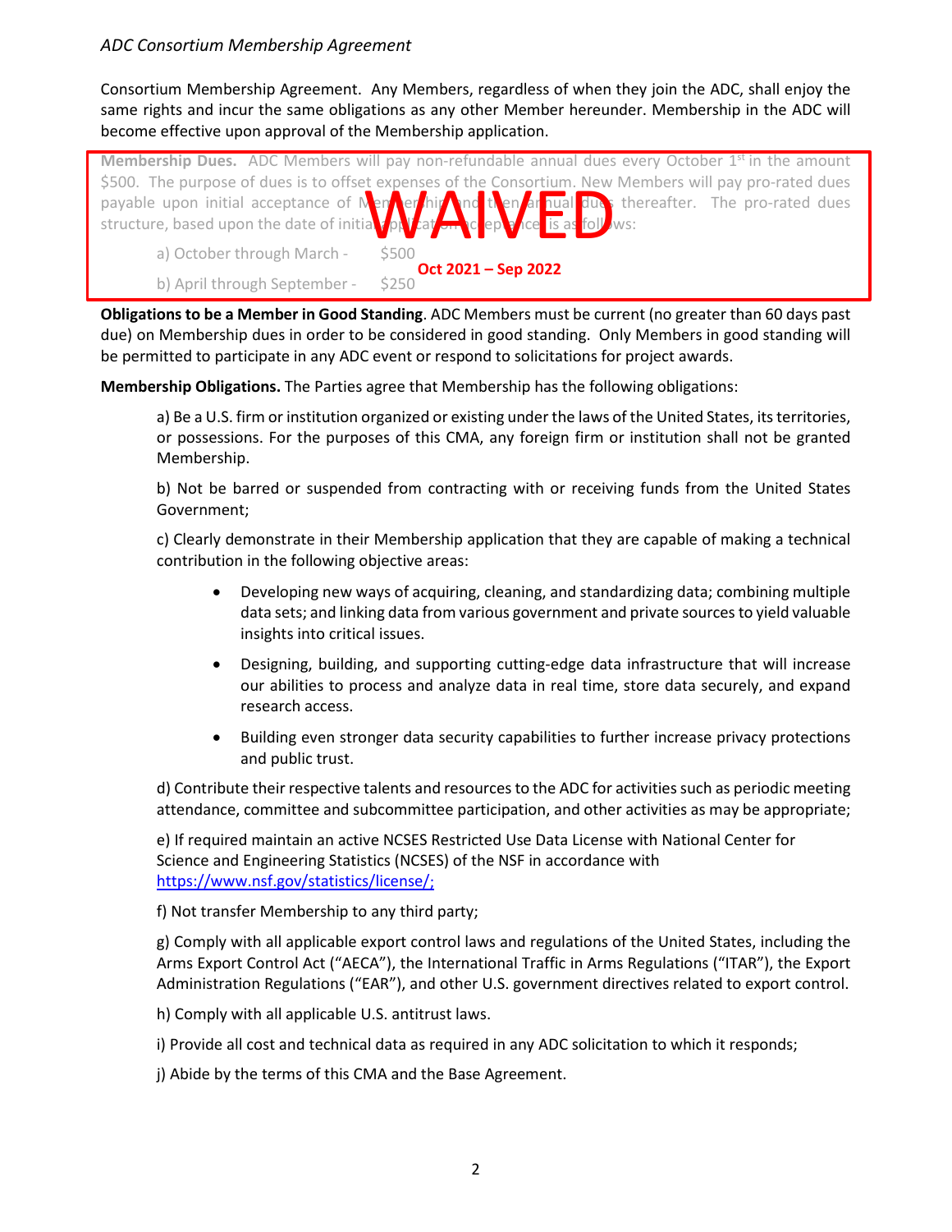Consortium Membership Agreement. Any Members, regardless of when they join the ADC, shall enjoy the same rights and incur the same obligations as any other Member hereunder. Membership in the ADC will become effective upon approval of the Membership application.

**Membership Dues.** ADC Members will pay non-refundable annual dues every October 1st in the amount $500. The purpose of dues is to offset expenses of the Consortium. New Members will pay pro-rated dues payable upon initial acceptance of Membership and then annual dues thereafter. The pro-rated dues structure, based upon the date of initial application acceptance is as follows:

a) October through March - $500

b) April through September - $250

WAIVED

Oct 2021 – Sep 2022

**Obligations to be a Member in Good Standing**. ADC Members must be current (no greater than 60 days past due) on Membership dues in order to be considered in good standing. Only Members in good standing will be permitted to participate in any ADC event or respond to solicitations for project awards.

**Membership Obligations.** The Parties agree that Membership has the following obligations:

a) Be a U.S. firm or institution organized or existing under the laws of the United States, its territories, or possessions. For the purposes of this CMA, any foreign firm or institution shall not be granted Membership.

b) Not be barred or suspended from contracting with or receiving funds from the United States Government;

c) Clearly demonstrate in their Membership application that they are capable of making a technical contribution in the following objective areas:

- Developing new ways of acquiring, cleaning, and standardizing data; combining multiple data sets; and linking data from various government and private sources to yield valuable insights into critical issues.
- Designing, building, and supporting cutting-edge data infrastructure that will increase our abilities to process and analyze data in real time, store data securely, and expand research access.
- Building even stronger data security capabilities to further increase privacy protections and public trust.

d) Contribute their respective talents and resources to the ADC for activities such as periodic meeting attendance, committee and subcommittee participation, and other activities as may be appropriate;

e) If required maintain an active NCSES Restricted Use Data License with National Center for Science and Engineering Statistics (NCSES) of the NSF in accordance with https://www.nsf.gov/statistics/license/;

f) Not transfer Membership to any third party;

g) Comply with all applicable export control laws and regulations of the United States, including the Arms Export Control Act ("AECA"), the International Traffic in Arms Regulations ("ITAR"), the Export Administration Regulations ("EAR"), and other U.S. government directives related to export control.

h) Comply with all applicable U.S. antitrust laws.

i) Provide all cost and technical data as required in any ADC solicitation to which it responds;

j) Abide by the terms of this CMA and the Base Agreement.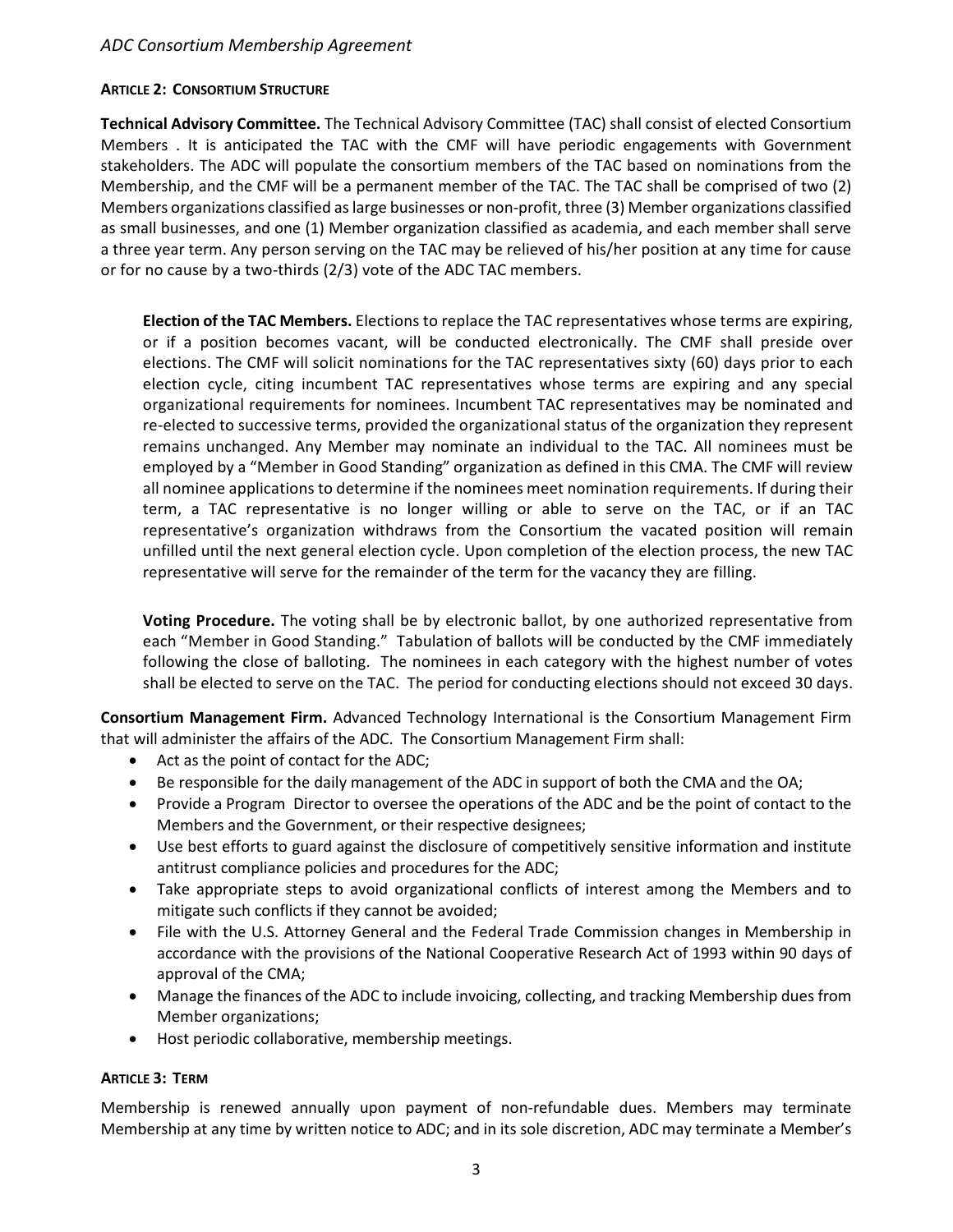**ARTICLE 2: CONSORTIUM STRUCTURE**

**Technical Advisory Committee.** The Technical Advisory Committee (TAC) shall consist of elected Consortium Members . It is anticipated the TAC with the CMF will have periodic engagements with Government stakeholders. The ADC will populate the consortium members of the TAC based on nominations from the Membership, and the CMF will be a permanent member of the TAC. The TAC shall be comprised of two (2) Members organizations classified as large businesses or non-profit, three (3) Member organizations classified as small businesses, and one (1) Member organization classified as academia, and each member shall serve a three year term. Any person serving on the TAC may be relieved of his/her position at any time for cause or for no cause by a two-thirds (2/3) vote of the ADC TAC members.

**Election of the TAC Members.** Elections to replace the TAC representatives whose terms are expiring, or if a position becomes vacant, will be conducted electronically. The CMF shall preside over elections. The CMF will solicit nominations for the TAC representatives sixty (60) days prior to each election cycle, citing incumbent TAC representatives whose terms are expiring and any special organizational requirements for nominees. Incumbent TAC representatives may be nominated and re-elected to successive terms, provided the organizational status of the organization they represent remains unchanged. Any Member may nominate an individual to the TAC. All nominees must be employed by a "Member in Good Standing" organization as defined in this CMA. The CMF will review all nominee applications to determine if the nominees meet nomination requirements. If during their term, a TAC representative is no longer willing or able to serve on the TAC, or if an TAC representative's organization withdraws from the Consortium the vacated position will remain unfilled until the next general election cycle. Upon completion of the election process, the new TAC representative will serve for the remainder of the term for the vacancy they are filling.

**Voting Procedure.** The voting shall be by electronic ballot, by one authorized representative from each "Member in Good Standing." Tabulation of ballots will be conducted by the CMF immediately following the close of balloting. The nominees in each category with the highest number of votes shall be elected to serve on the TAC. The period for conducting elections should not exceed 30 days.

**Consortium Management Firm.** Advanced Technology International is the Consortium Management Firm that will administer the affairs of the ADC. The Consortium Management Firm shall:

- Act as the point of contact for the ADC;
- Be responsible for the daily management of the ADC in support of both the CMA and the OA;
- Provide a Program Director to oversee the operations of the ADC and be the point of contact to the Members and the Government, or their respective designees;
- Use best efforts to guard against the disclosure of competitively sensitive information and institute antitrust compliance policies and procedures for the ADC;
- Take appropriate steps to avoid organizational conflicts of interest among the Members and to mitigate such conflicts if they cannot be avoided;
- File with the U.S. Attorney General and the Federal Trade Commission changes in Membership in accordance with the provisions of the National Cooperative Research Act of 1993 within 90 days of approval of the CMA;
- Manage the finances of the ADC to include invoicing, collecting, and tracking Membership dues from Member organizations;
- Host periodic collaborative, membership meetings.

**ARTICLE 3: TERM**

Membership is renewed annually upon payment of non-refundable dues. Members may terminate Membership at any time by written notice to ADC; and in its sole discretion, ADC may terminate a Member's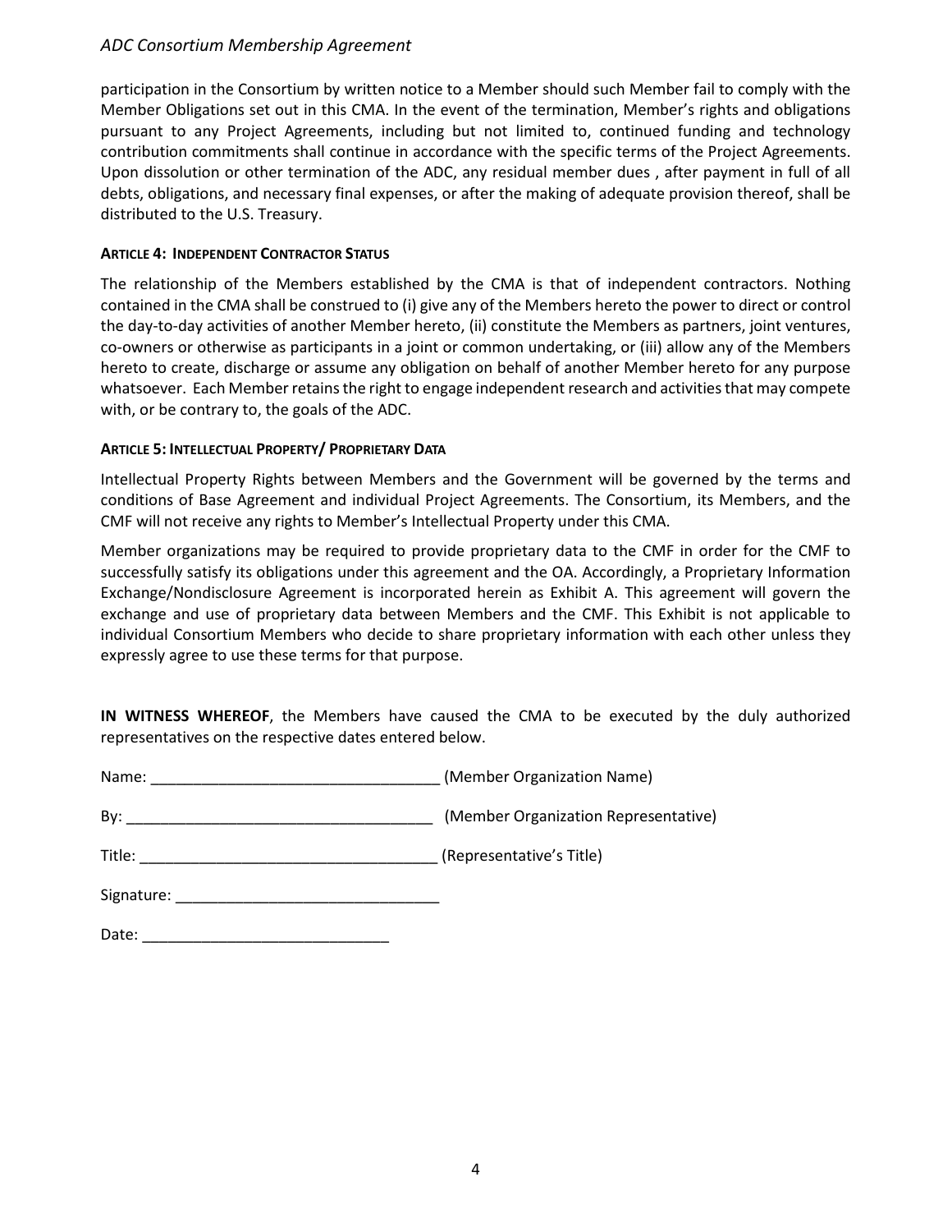participation in the Consortium by written notice to a Member should such Member fail to comply with the Member Obligations set out in this CMA. In the event of the termination, Member's rights and obligations pursuant to any Project Agreements, including but not limited to, continued funding and technology contribution commitments shall continue in accordance with the specific terms of the Project Agreements. Upon dissolution or other termination of the ADC, any residual member dues , after payment in full of all debts, obligations, and necessary final expenses, or after the making of adequate provision thereof, shall be distributed to the U.S. Treasury.

#### ARTICLE 4: INDEPENDENT CONTRACTOR STATUS

The relationship of the Members established by the CMA is that of independent contractors. Nothing contained in the CMA shall be construed to (i) give any of the Members hereto the power to direct or control the day-to-day activities of another Member hereto, (ii) constitute the Members as partners, joint ventures, co-owners or otherwise as participants in a joint or common undertaking, or (iii) allow any of the Members hereto to create, discharge or assume any obligation on behalf of another Member hereto for any purpose whatsoever. Each Member retains the right to engage independent research and activities that may compete with, or be contrary to, the goals of the ADC.

#### ARTICLE 5: INTELLECTUAL PROPERTY/ PROPRIETARY DATA

Intellectual Property Rights between Members and the Government will be governed by the terms and conditions of Base Agreement and individual Project Agreements. The Consortium, its Members, and the CMF will not receive any rights to Member's Intellectual Property under this CMA.

Member organizations may be required to provide proprietary data to the CMF in order for the CMF to successfully satisfy its obligations under this agreement and the OA. Accordingly, a Proprietary Information Exchange/Nondisclosure Agreement is incorporated herein as Exhibit A. This agreement will govern the exchange and use of proprietary data between Members and the CMF. This Exhibit is not applicable to individual Consortium Members who decide to share proprietary information with each other unless they expressly agree to use these terms for that purpose.

**IN WITNESS WHEREOF**, the Members have caused the CMA to be executed by the duly authorized representatives on the respective dates entered below.

Name: __________________________________ (Member Organization Name)

By: ____________________________________ (Member Organization Representative)

Title: __________________________________ (Representative's Title)

Signature: _______________________________

Date: _____________________________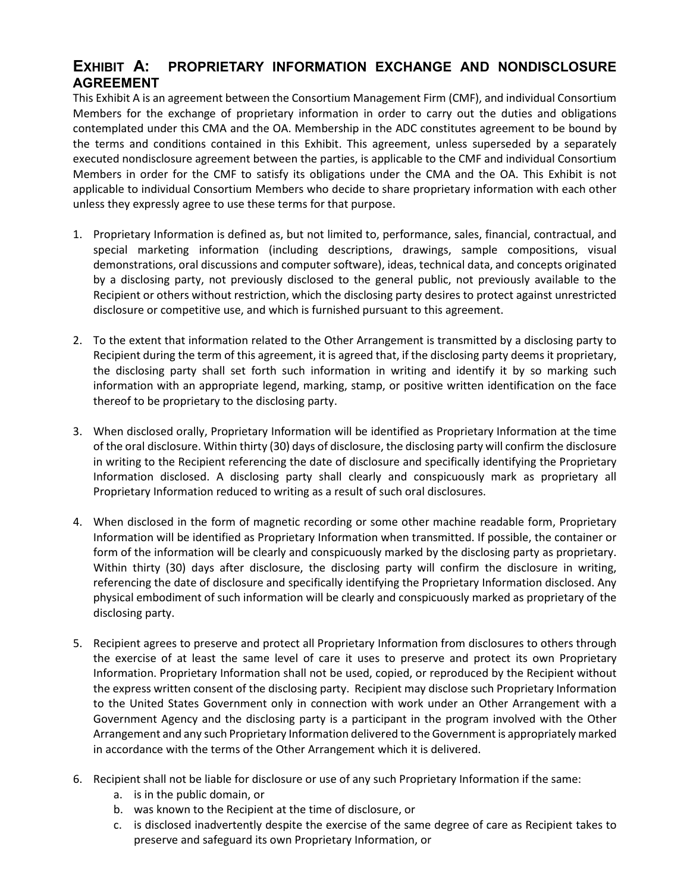## EXHIBIT A: PROPRIETARY INFORMATION EXCHANGE AND NONDISCLOSURE AGREEMENT

This Exhibit A is an agreement between the Consortium Management Firm (CMF), and individual Consortium Members for the exchange of proprietary information in order to carry out the duties and obligations contemplated under this CMA and the OA. Membership in the ADC constitutes agreement to be bound by the terms and conditions contained in this Exhibit. This agreement, unless superseded by a separately executed nondisclosure agreement between the parties, is applicable to the CMF and individual Consortium Members in order for the CMF to satisfy its obligations under the CMA and the OA. This Exhibit is not applicable to individual Consortium Members who decide to share proprietary information with each other unless they expressly agree to use these terms for that purpose.

1. Proprietary Information is defined as, but not limited to, performance, sales, financial, contractual, and special marketing information (including descriptions, drawings, sample compositions, visual demonstrations, oral discussions and computer software), ideas, technical data, and concepts originated by a disclosing party, not previously disclosed to the general public, not previously available to the Recipient or others without restriction, which the disclosing party desires to protect against unrestricted disclosure or competitive use, and which is furnished pursuant to this agreement.

2. To the extent that information related to the Other Arrangement is transmitted by a disclosing party to Recipient during the term of this agreement, it is agreed that, if the disclosing party deems it proprietary, the disclosing party shall set forth such information in writing and identify it by so marking such information with an appropriate legend, marking, stamp, or positive written identification on the face thereof to be proprietary to the disclosing party.

3. When disclosed orally, Proprietary Information will be identified as Proprietary Information at the time of the oral disclosure. Within thirty (30) days of disclosure, the disclosing party will confirm the disclosure in writing to the Recipient referencing the date of disclosure and specifically identifying the Proprietary Information disclosed. A disclosing party shall clearly and conspicuously mark as proprietary all Proprietary Information reduced to writing as a result of such oral disclosures.

4. When disclosed in the form of magnetic recording or some other machine readable form, Proprietary Information will be identified as Proprietary Information when transmitted. If possible, the container or form of the information will be clearly and conspicuously marked by the disclosing party as proprietary. Within thirty (30) days after disclosure, the disclosing party will confirm the disclosure in writing, referencing the date of disclosure and specifically identifying the Proprietary Information disclosed. Any physical embodiment of such information will be clearly and conspicuously marked as proprietary of the disclosing party.

5. Recipient agrees to preserve and protect all Proprietary Information from disclosures to others through the exercise of at least the same level of care it uses to preserve and protect its own Proprietary Information. Proprietary Information shall not be used, copied, or reproduced by the Recipient without the express written consent of the disclosing party. Recipient may disclose such Proprietary Information to the United States Government only in connection with work under an Other Arrangement with a Government Agency and the disclosing party is a participant in the program involved with the Other Arrangement and any such Proprietary Information delivered to the Government is appropriately marked in accordance with the terms of the Other Arrangement which it is delivered.

6. Recipient shall not be liable for disclosure or use of any such Proprietary Information if the same:
   a. is in the public domain, or
   b. was known to the Recipient at the time of disclosure, or
   c. is disclosed inadvertently despite the exercise of the same degree of care as Recipient takes to preserve and safeguard its own Proprietary Information, or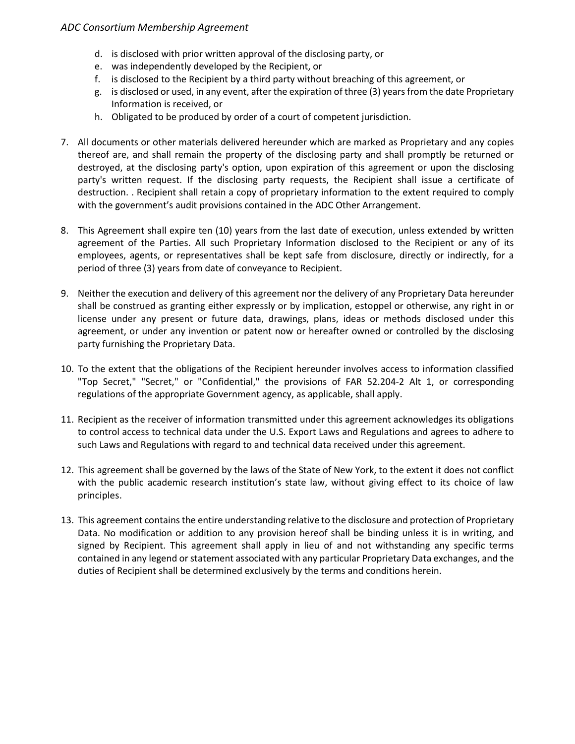d. is disclosed with prior written approval of the disclosing party, or
e. was independently developed by the Recipient, or
f. is disclosed to the Recipient by a third party without breaching of this agreement, or
g. is disclosed or used, in any event, after the expiration of three (3) years from the date Proprietary Information is received, or
h. Obligated to be produced by order of a court of competent jurisdiction.

7. All documents or other materials delivered hereunder which are marked as Proprietary and any copies thereof are, and shall remain the property of the disclosing party and shall promptly be returned or destroyed, at the disclosing party's option, upon expiration of this agreement or upon the disclosing party's written request. If the disclosing party requests, the Recipient shall issue a certificate of destruction. . Recipient shall retain a copy of proprietary information to the extent required to comply with the government's audit provisions contained in the ADC Other Arrangement.

8. This Agreement shall expire ten (10) years from the last date of execution, unless extended by written agreement of the Parties. All such Proprietary Information disclosed to the Recipient or any of its employees, agents, or representatives shall be kept safe from disclosure, directly or indirectly, for a period of three (3) years from date of conveyance to Recipient.

9. Neither the execution and delivery of this agreement nor the delivery of any Proprietary Data hereunder shall be construed as granting either expressly or by implication, estoppel or otherwise, any right in or license under any present or future data, drawings, plans, ideas or methods disclosed under this agreement, or under any invention or patent now or hereafter owned or controlled by the disclosing party furnishing the Proprietary Data.

10. To the extent that the obligations of the Recipient hereunder involves access to information classified "Top Secret," "Secret," or "Confidential," the provisions of FAR 52.204-2 Alt 1, or corresponding regulations of the appropriate Government agency, as applicable, shall apply.

11. Recipient as the receiver of information transmitted under this agreement acknowledges its obligations to control access to technical data under the U.S. Export Laws and Regulations and agrees to adhere to such Laws and Regulations with regard to and technical data received under this agreement.

12. This agreement shall be governed by the laws of the State of New York, to the extent it does not conflict with the public academic research institution's state law, without giving effect to its choice of law principles.

13. This agreement contains the entire understanding relative to the disclosure and protection of Proprietary Data. No modification or addition to any provision hereof shall be binding unless it is in writing, and signed by Recipient. This agreement shall apply in lieu of and not withstanding any specific terms contained in any legend or statement associated with any particular Proprietary Data exchanges, and the duties of Recipient shall be determined exclusively by the terms and conditions herein.